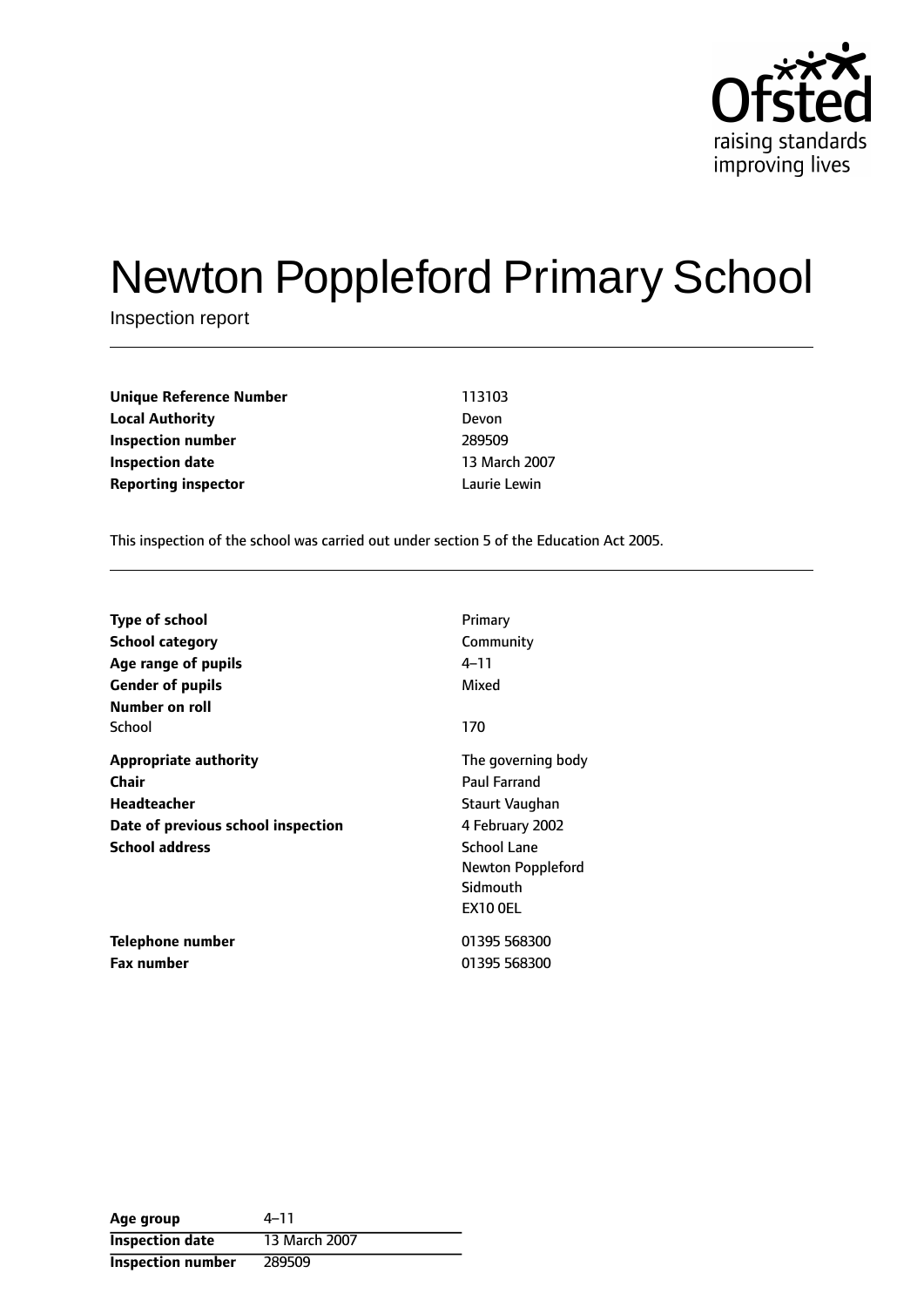Ofsted
raising standards
improving lives

# Newton Poppleford Primary School

Inspection report

| | |
|---|---|
| **Unique Reference Number** | 113103 |
| **Local Authority** | Devon |
| **Inspection number** | 289509 |
| **Inspection date** | 13 March 2007 |
| **Reporting inspector** | Laurie Lewin |

This inspection of the school was carried out under section 5 of the Education Act 2005.

| | |
|---|---|
| **Type of school** | Primary |
| **School category** | Community |
| **Age range of pupils** | 4–11 |
| **Gender of pupils** | Mixed |
| **Number on roll** | |
| School | 170 |
| **Appropriate authority** | The governing body |
| **Chair** | Paul Farrand |
| **Headteacher** | Staurt Vaughan |
| **Date of previous school inspection** | 4 February 2002 |
| **School address** | School Lane<br>Newton Poppleford<br>Sidmouth<br>EX10 0EL |
| **Telephone number** | 01395 568300 |
| **Fax number** | 01395 568300 |

| | |
|---|---|
| **Age group** | 4–11 |
| **Inspection date** | 13 March 2007 |
| **Inspection number** | 289509 |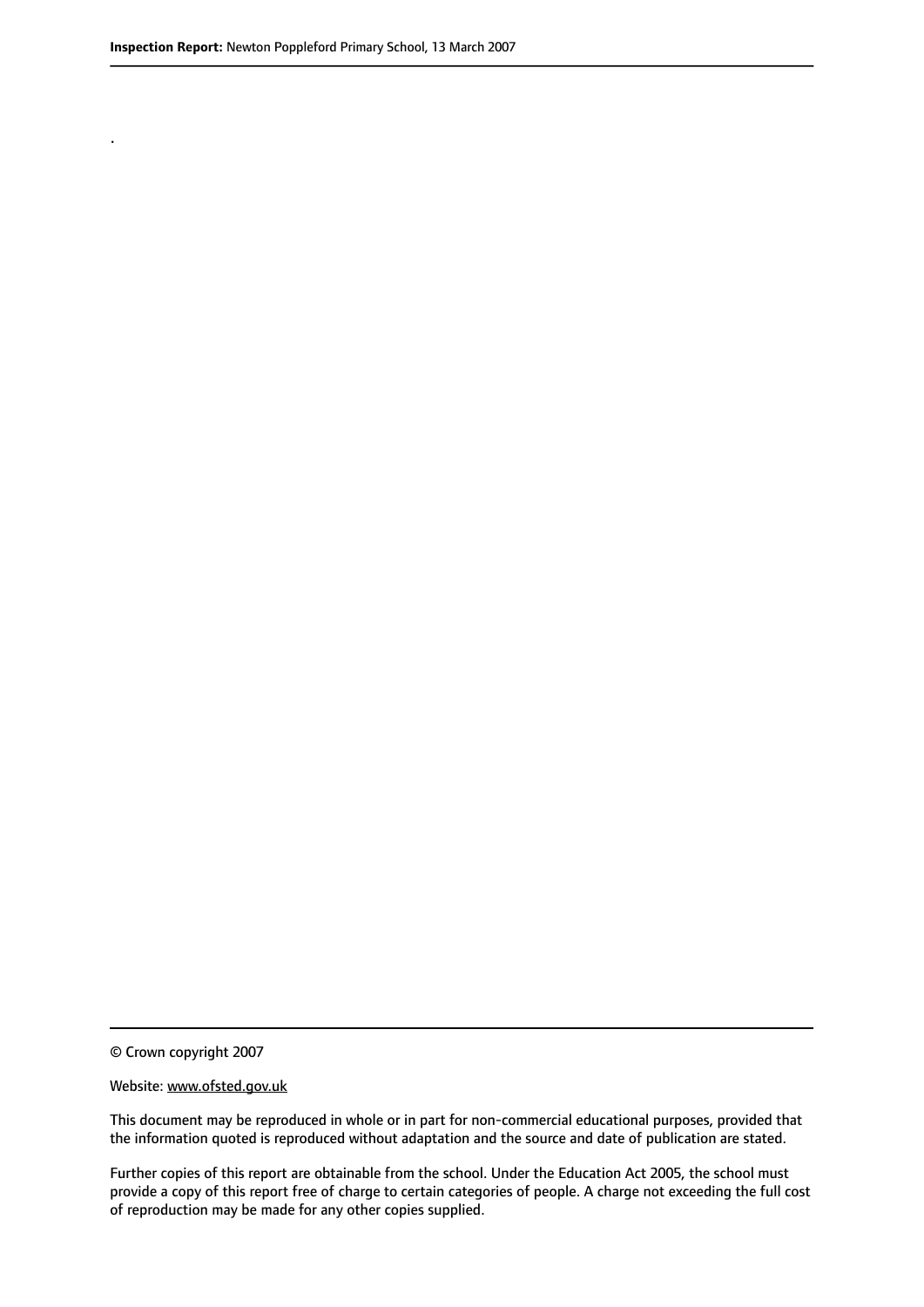.

© Crown copyright 2007

Website: www.ofsted.gov.uk

This document may be reproduced in whole or in part for non-commercial educational purposes, provided that the information quoted is reproduced without adaptation and the source and date of publication are stated.

Further copies of this report are obtainable from the school. Under the Education Act 2005, the school must provide a copy of this report free of charge to certain categories of people. A charge not exceeding the full cost of reproduction may be made for any other copies supplied.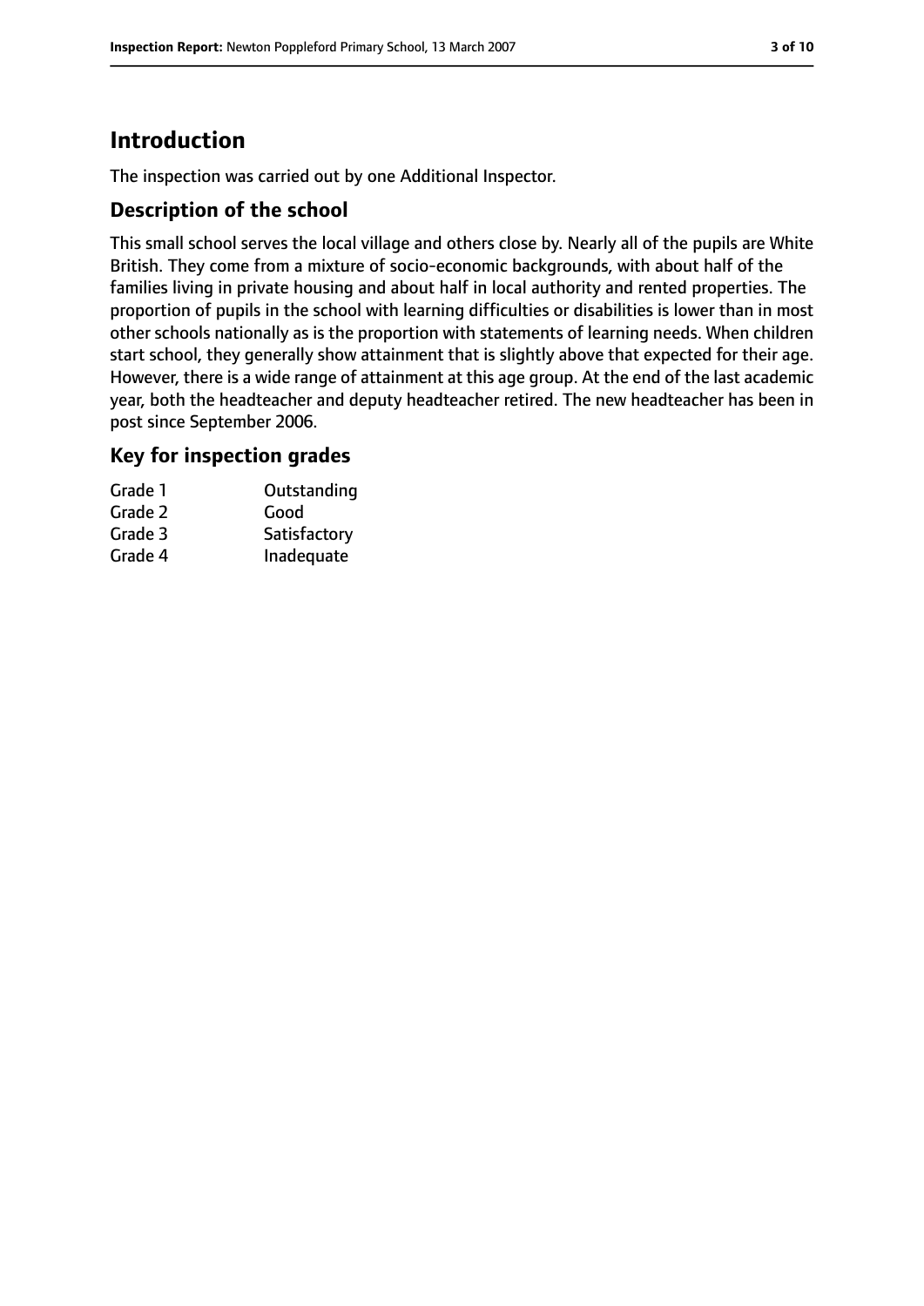# Introduction

The inspection was carried out by one Additional Inspector.

## Description of the school

This small school serves the local village and others close by. Nearly all of the pupils are White British. They come from a mixture of socio-economic backgrounds, with about half of the families living in private housing and about half in local authority and rented properties. The proportion of pupils in the school with learning difficulties or disabilities is lower than in most other schools nationally as is the proportion with statements of learning needs. When children start school, they generally show attainment that is slightly above that expected for their age. However, there is a wide range of attainment at this age group. At the end of the last academic year, both the headteacher and deputy headteacher retired. The new headteacher has been in post since September 2006.

## Key for inspection grades

| | |
|---|---|
| Grade 1 | Outstanding |
| Grade 2 | Good |
| Grade 3 | Satisfactory |
| Grade 4 | Inadequate |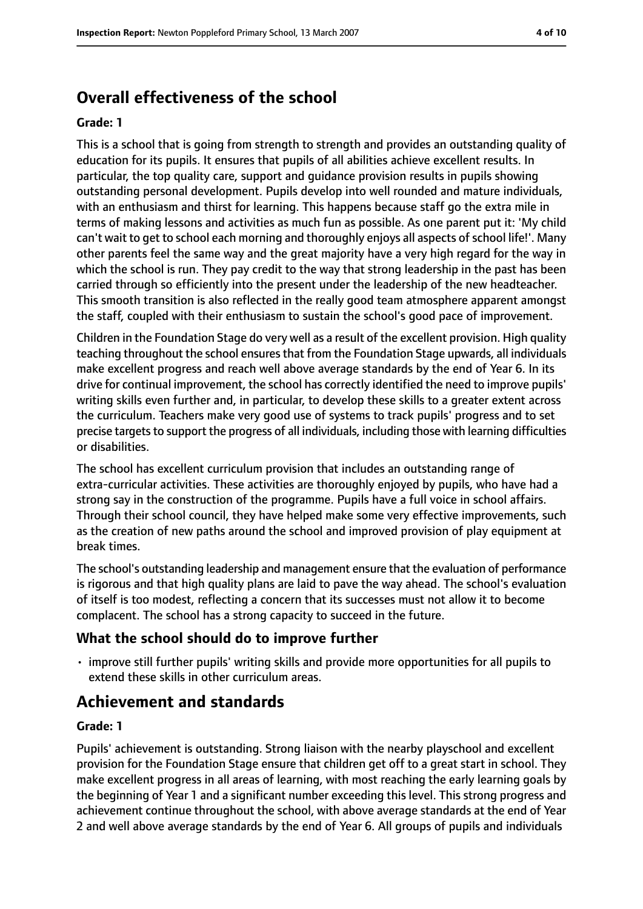## Overall effectiveness of the school

**Grade: 1**

This is a school that is going from strength to strength and provides an outstanding quality of education for its pupils. It ensures that pupils of all abilities achieve excellent results. In particular, the top quality care, support and guidance provision results in pupils showing outstanding personal development. Pupils develop into well rounded and mature individuals, with an enthusiasm and thirst for learning. This happens because staff go the extra mile in terms of making lessons and activities as much fun as possible. As one parent put it: 'My child can't wait to get to school each morning and thoroughly enjoys all aspects of school life!'. Many other parents feel the same way and the great majority have a very high regard for the way in which the school is run. They pay credit to the way that strong leadership in the past has been carried through so efficiently into the present under the leadership of the new headteacher. This smooth transition is also reflected in the really good team atmosphere apparent amongst the staff, coupled with their enthusiasm to sustain the school's good pace of improvement.

Children in the Foundation Stage do very well as a result of the excellent provision. High quality teaching throughout the school ensures that from the Foundation Stage upwards, all individuals make excellent progress and reach well above average standards by the end of Year 6. In its drive for continual improvement, the school has correctly identified the need to improve pupils' writing skills even further and, in particular, to develop these skills to a greater extent across the curriculum. Teachers make very good use of systems to track pupils' progress and to set precise targets to support the progress of all individuals, including those with learning difficulties or disabilities.

The school has excellent curriculum provision that includes an outstanding range of extra-curricular activities. These activities are thoroughly enjoyed by pupils, who have had a strong say in the construction of the programme. Pupils have a full voice in school affairs. Through their school council, they have helped make some very effective improvements, such as the creation of new paths around the school and improved provision of play equipment at break times.

The school's outstanding leadership and management ensure that the evaluation of performance is rigorous and that high quality plans are laid to pave the way ahead. The school's evaluation of itself is too modest, reflecting a concern that its successes must not allow it to become complacent. The school has a strong capacity to succeed in the future.

### What the school should do to improve further

- improve still further pupils' writing skills and provide more opportunities for all pupils to extend these skills in other curriculum areas.

## Achievement and standards

**Grade: 1**

Pupils' achievement is outstanding. Strong liaison with the nearby playschool and excellent provision for the Foundation Stage ensure that children get off to a great start in school. They make excellent progress in all areas of learning, with most reaching the early learning goals by the beginning of Year 1 and a significant number exceeding this level. This strong progress and achievement continue throughout the school, with above average standards at the end of Year 2 and well above average standards by the end of Year 6. All groups of pupils and individuals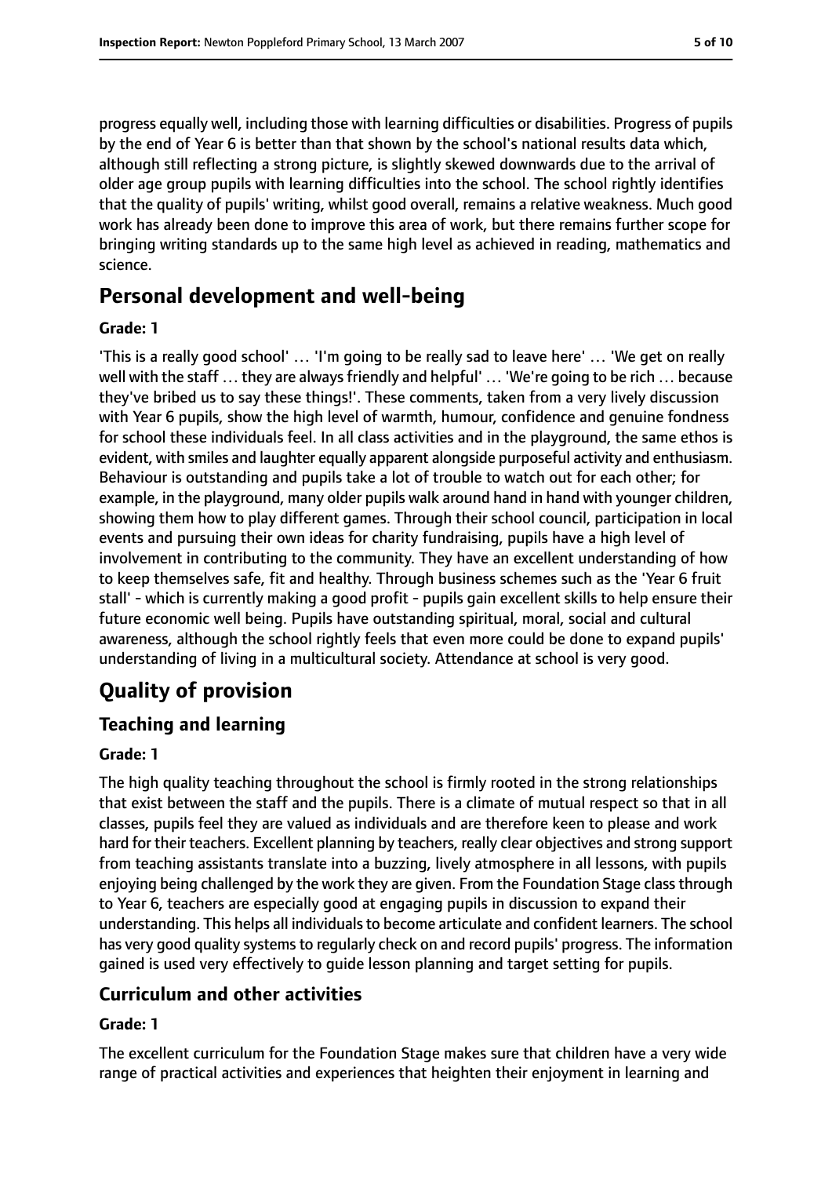progress equally well, including those with learning difficulties or disabilities. Progress of pupils by the end of Year 6 is better than that shown by the school's national results data which, although still reflecting a strong picture, is slightly skewed downwards due to the arrival of older age group pupils with learning difficulties into the school. The school rightly identifies that the quality of pupils' writing, whilst good overall, remains a relative weakness. Much good work has already been done to improve this area of work, but there remains further scope for bringing writing standards up to the same high level as achieved in reading, mathematics and science.

## Personal development and well-being

**Grade: 1**

'This is a really good school' … 'I'm going to be really sad to leave here' … 'We get on really well with the staff … they are always friendly and helpful' … 'We're going to be rich … because they've bribed us to say these things!'. These comments, taken from a very lively discussion with Year 6 pupils, show the high level of warmth, humour, confidence and genuine fondness for school these individuals feel. In all class activities and in the playground, the same ethos is evident, with smiles and laughter equally apparent alongside purposeful activity and enthusiasm. Behaviour is outstanding and pupils take a lot of trouble to watch out for each other; for example, in the playground, many older pupils walk around hand in hand with younger children, showing them how to play different games. Through their school council, participation in local events and pursuing their own ideas for charity fundraising, pupils have a high level of involvement in contributing to the community. They have an excellent understanding of how to keep themselves safe, fit and healthy. Through business schemes such as the 'Year 6 fruit stall' - which is currently making a good profit - pupils gain excellent skills to help ensure their future economic well being. Pupils have outstanding spiritual, moral, social and cultural awareness, although the school rightly feels that even more could be done to expand pupils' understanding of living in a multicultural society. Attendance at school is very good.

# Quality of provision

## Teaching and learning

**Grade: 1**

The high quality teaching throughout the school is firmly rooted in the strong relationships that exist between the staff and the pupils. There is a climate of mutual respect so that in all classes, pupils feel they are valued as individuals and are therefore keen to please and work hard for their teachers. Excellent planning by teachers, really clear objectives and strong support from teaching assistants translate into a buzzing, lively atmosphere in all lessons, with pupils enjoying being challenged by the work they are given. From the Foundation Stage class through to Year 6, teachers are especially good at engaging pupils in discussion to expand their understanding. This helps all individuals to become articulate and confident learners. The school has very good quality systems to regularly check on and record pupils' progress. The information gained is used very effectively to guide lesson planning and target setting for pupils.

## Curriculum and other activities

**Grade: 1**

The excellent curriculum for the Foundation Stage makes sure that children have a very wide range of practical activities and experiences that heighten their enjoyment in learning and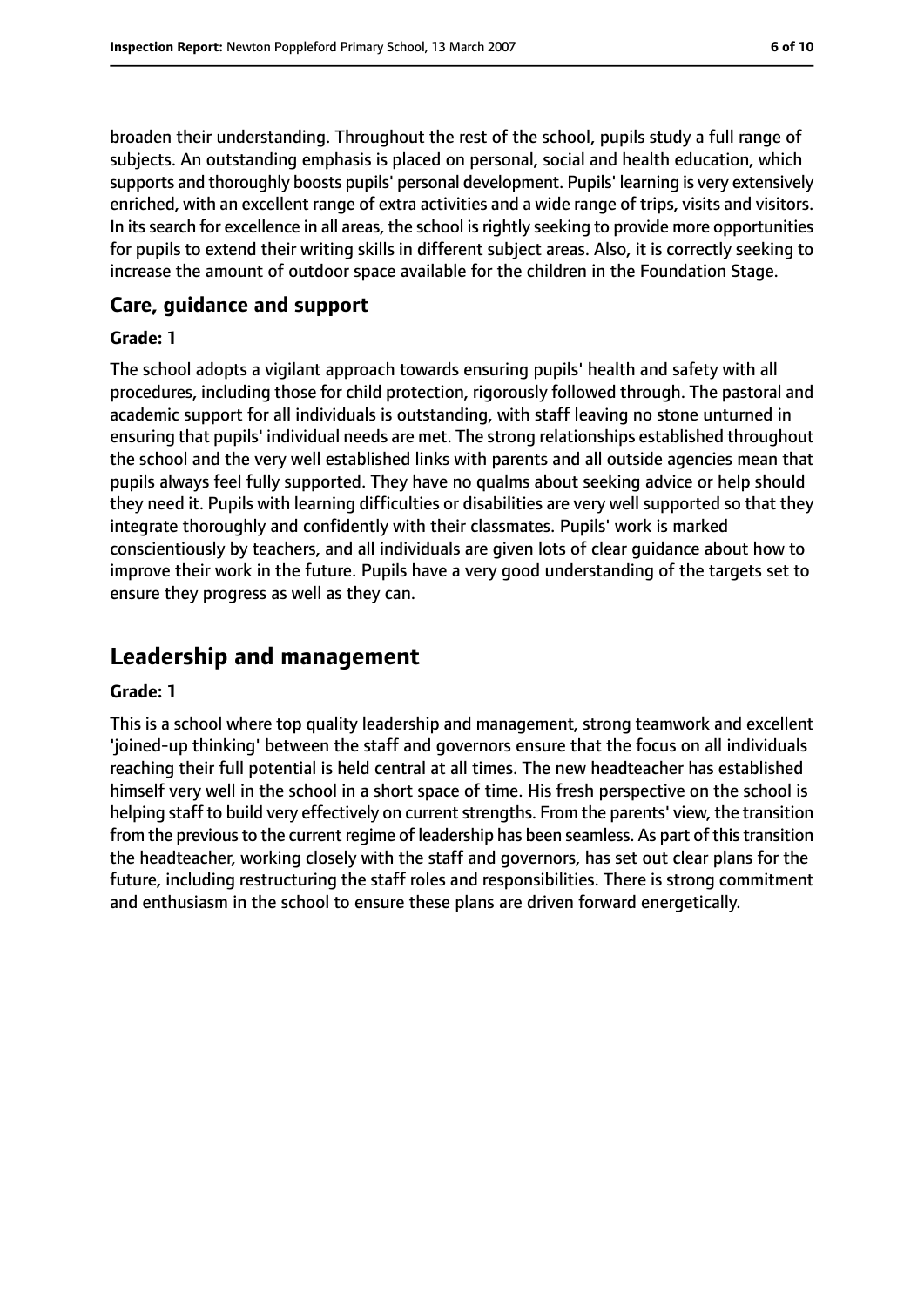broaden their understanding. Throughout the rest of the school, pupils study a full range of subjects. An outstanding emphasis is placed on personal, social and health education, which supports and thoroughly boosts pupils' personal development. Pupils' learning is very extensively enriched, with an excellent range of extra activities and a wide range of trips, visits and visitors. In its search for excellence in all areas, the school is rightly seeking to provide more opportunities for pupils to extend their writing skills in different subject areas. Also, it is correctly seeking to increase the amount of outdoor space available for the children in the Foundation Stage.

### Care, guidance and support

#### Grade: 1

The school adopts a vigilant approach towards ensuring pupils' health and safety with all procedures, including those for child protection, rigorously followed through. The pastoral and academic support for all individuals is outstanding, with staff leaving no stone unturned in ensuring that pupils' individual needs are met. The strong relationships established throughout the school and the very well established links with parents and all outside agencies mean that pupils always feel fully supported. They have no qualms about seeking advice or help should they need it. Pupils with learning difficulties or disabilities are very well supported so that they integrate thoroughly and confidently with their classmates. Pupils' work is marked conscientiously by teachers, and all individuals are given lots of clear guidance about how to improve their work in the future. Pupils have a very good understanding of the targets set to ensure they progress as well as they can.

## Leadership and management

#### Grade: 1

This is a school where top quality leadership and management, strong teamwork and excellent 'joined-up thinking' between the staff and governors ensure that the focus on all individuals reaching their full potential is held central at all times. The new headteacher has established himself very well in the school in a short space of time. His fresh perspective on the school is helping staff to build very effectively on current strengths. From the parents' view, the transition from the previous to the current regime of leadership has been seamless. As part of this transition the headteacher, working closely with the staff and governors, has set out clear plans for the future, including restructuring the staff roles and responsibilities. There is strong commitment and enthusiasm in the school to ensure these plans are driven forward energetically.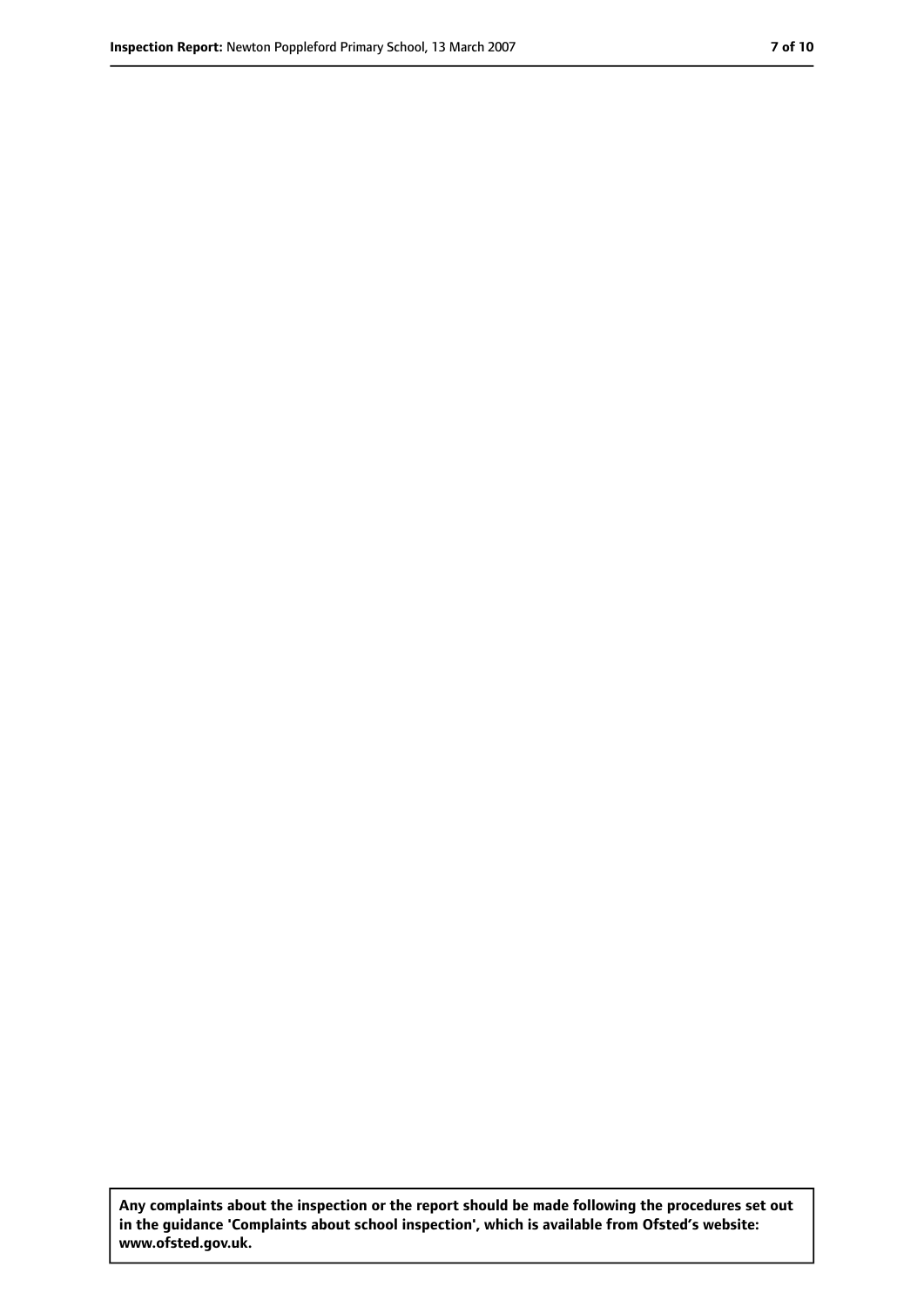**Any complaints about the inspection or the report should be made following the procedures set out in the guidance 'Complaints about school inspection', which is available from Ofsted's website: www.ofsted.gov.uk.**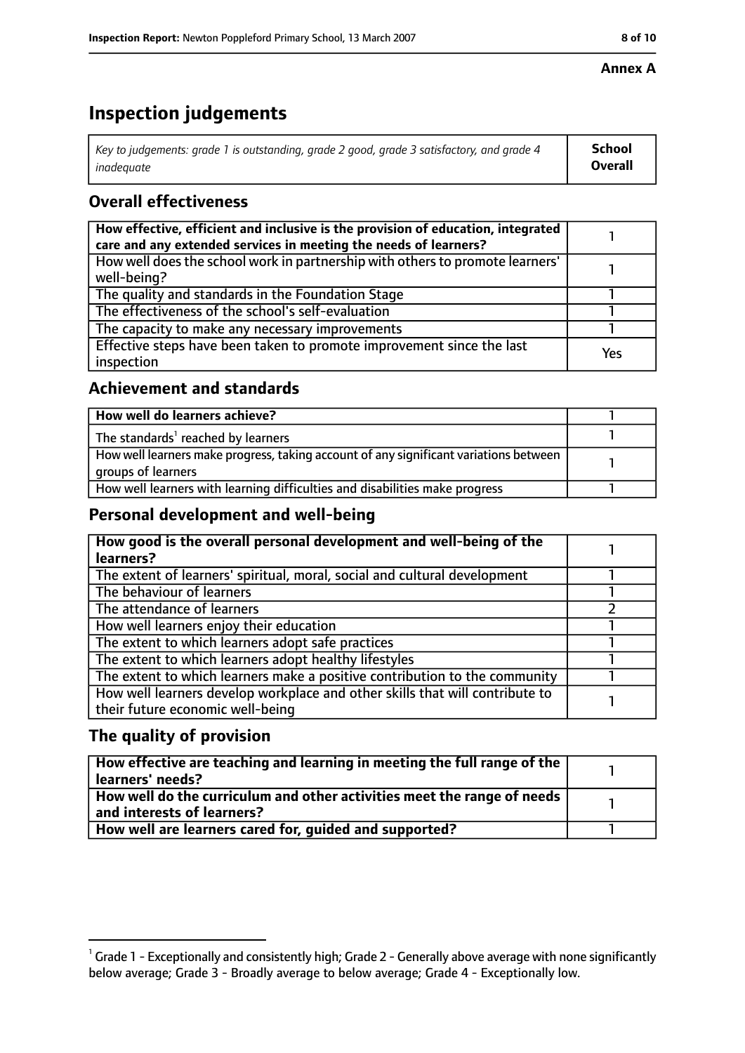**Annex A**

# Inspection judgements

| *Key to judgements: grade 1 is outstanding, grade 2 good, grade 3 satisfactory, and grade 4 inadequate* | **School Overall** |
|---|---|

## Overall effectiveness

| | |
|---|---|
| **How effective, efficient and inclusive is the provision of education, integrated care and any extended services in meeting the needs of learners?** | 1 |
| How well does the school work in partnership with others to promote learners' well-being? | 1 |
| The quality and standards in the Foundation Stage | 1 |
| The effectiveness of the school's self-evaluation | 1 |
| The capacity to make any necessary improvements | 1 |
| Effective steps have been taken to promote improvement since the last inspection | Yes |

## Achievement and standards

| | |
|---|---|
| **How well do learners achieve?** | 1 |
| The standards[1] reached by learners | 1 |
| How well learners make progress, taking account of any significant variations between groups of learners | 1 |
| How well learners with learning difficulties and disabilities make progress | 1 |

## Personal development and well-being

| | |
|---|---|
| **How good is the overall personal development and well-being of the learners?** | 1 |
| The extent of learners' spiritual, moral, social and cultural development | 1 |
| The behaviour of learners | 1 |
| The attendance of learners | 2 |
| How well learners enjoy their education | 1 |
| The extent to which learners adopt safe practices | 1 |
| The extent to which learners adopt healthy lifestyles | 1 |
| The extent to which learners make a positive contribution to the community | 1 |
| How well learners develop workplace and other skills that will contribute to their future economic well-being | 1 |

## The quality of provision

| | |
|---|---|
| **How effective are teaching and learning in meeting the full range of the learners' needs?** | 1 |
| **How well do the curriculum and other activities meet the range of needs and interests of learners?** | 1 |
| **How well are learners cared for, guided and supported?** | 1 |

[1] Grade 1 - Exceptionally and consistently high; Grade 2 - Generally above average with none significantly below average; Grade 3 - Broadly average to below average; Grade 4 - Exceptionally low.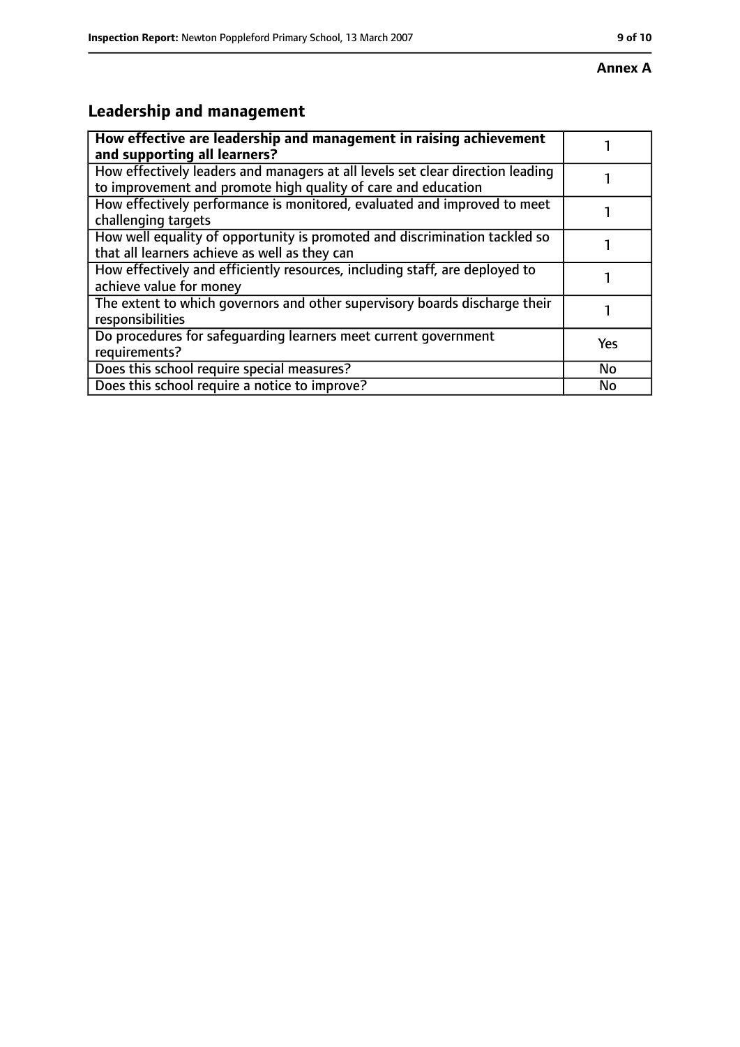**Annex A**

## Leadership and management

| **How effective are leadership and management in raising achievement and supporting all learners?** | 1 |
|---|---|
| How effectively leaders and managers at all levels set clear direction leading to improvement and promote high quality of care and education | 1 |
| How effectively performance is monitored, evaluated and improved to meet challenging targets | 1 |
| How well equality of opportunity is promoted and discrimination tackled so that all learners achieve as well as they can | 1 |
| How effectively and efficiently resources, including staff, are deployed to achieve value for money | 1 |
| The extent to which governors and other supervisory boards discharge their responsibilities | 1 |
| Do procedures for safeguarding learners meet current government requirements? | Yes |
| Does this school require special measures? | No |
| Does this school require a notice to improve? | No |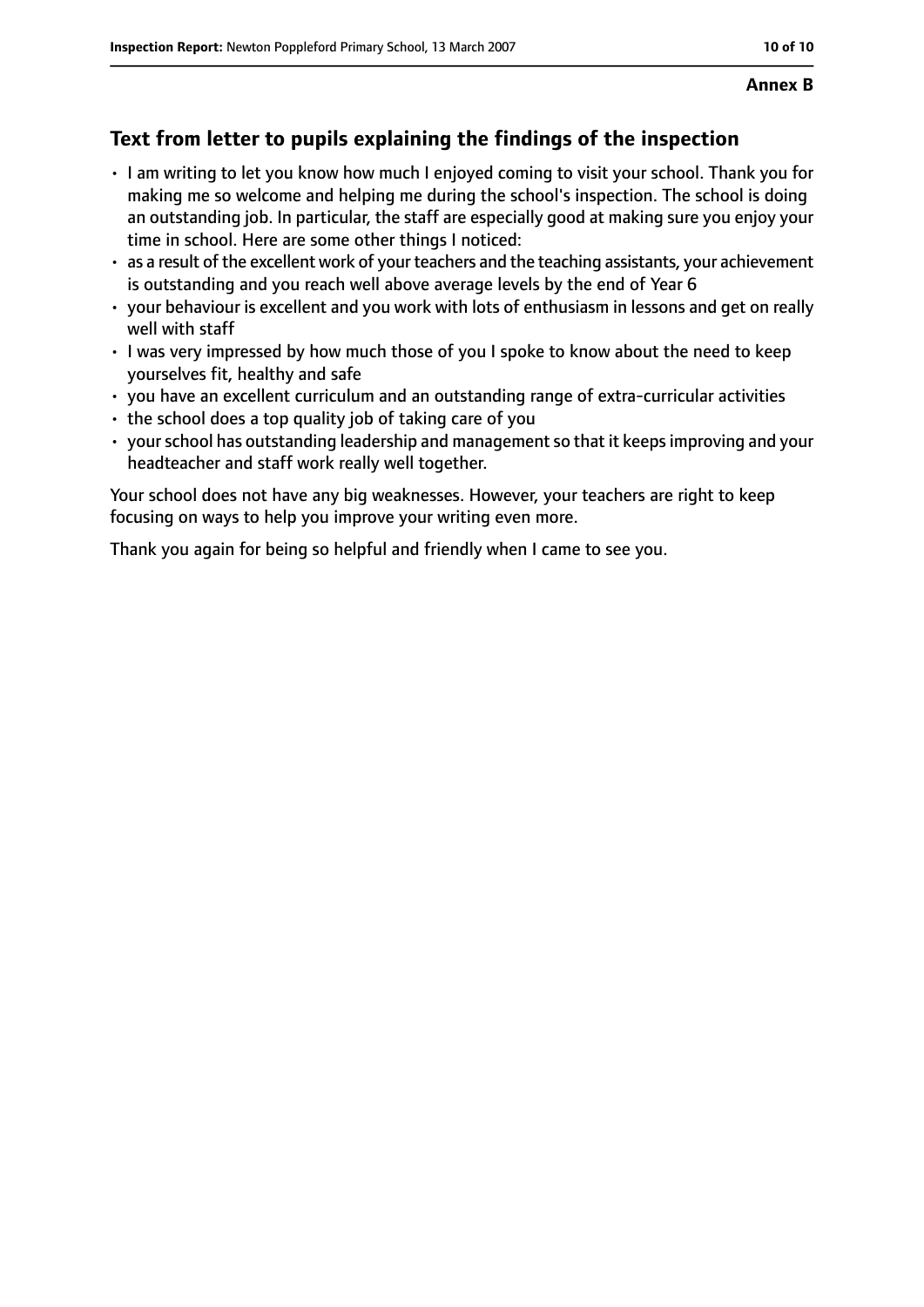**Annex B**

## Text from letter to pupils explaining the findings of the inspection

- I am writing to let you know how much I enjoyed coming to visit your school. Thank you for making me so welcome and helping me during the school's inspection. The school is doing an outstanding job. In particular, the staff are especially good at making sure you enjoy your time in school. Here are some other things I noticed:
- as a result of the excellent work of your teachers and the teaching assistants, your achievement is outstanding and you reach well above average levels by the end of Year 6
- your behaviour is excellent and you work with lots of enthusiasm in lessons and get on really well with staff
- I was very impressed by how much those of you I spoke to know about the need to keep yourselves fit, healthy and safe
- you have an excellent curriculum and an outstanding range of extra-curricular activities
- the school does a top quality job of taking care of you
- your school has outstanding leadership and management so that it keeps improving and your headteacher and staff work really well together.

Your school does not have any big weaknesses. However, your teachers are right to keep focusing on ways to help you improve your writing even more.

Thank you again for being so helpful and friendly when I came to see you.